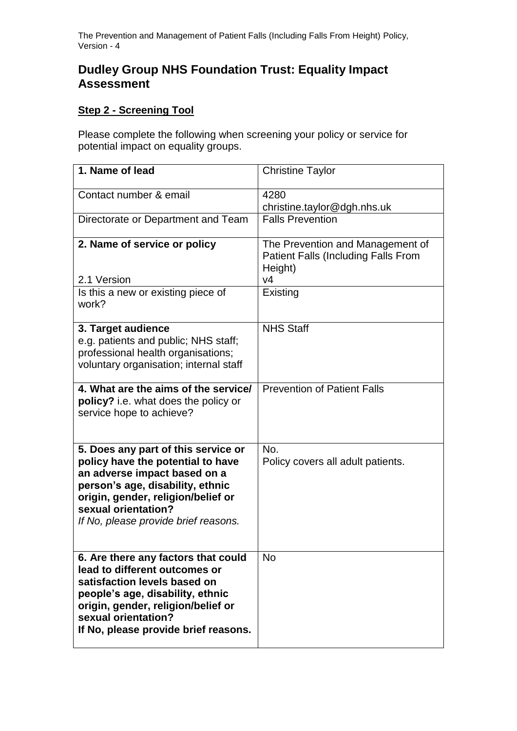## Dudley Group NHS Foundation Trust: Equality Impact Assessment

**Step 2 - Screening Tool**

Please complete the following when screening your policy or service for potential impact on equality groups.

| | |
|---|---|
| **1. Name of lead** | Christine Taylor |
| Contact number & email | 4280<br>christine.taylor@dgh.nhs.uk |
| Directorate or Department and Team | Falls Prevention |
| **2. Name of service or policy**<br><br>2.1 Version | The Prevention and Management of Patient Falls (Including Falls From Height)<br>v4 |
| Is this a new or existing piece of work? | Existing |
| **3. Target audience**<br>e.g. patients and public; NHS staff; professional health organisations; voluntary organisation; internal staff | NHS Staff |
| **4. What are the aims of the service/ policy?** i.e. what does the policy or service hope to achieve? | Prevention of Patient Falls |
| **5. Does any part of this service or policy have the potential to have an adverse impact based on a person's age, disability, ethnic origin, gender, religion/belief or sexual orientation?**<br>*If No, please provide brief reasons.* | No.<br>Policy covers all adult patients. |
| **6. Are there any factors that could lead to different outcomes or satisfaction levels based on people's age, disability, ethnic origin, gender, religion/belief or sexual orientation?**<br>**If No, please provide brief reasons.** | No |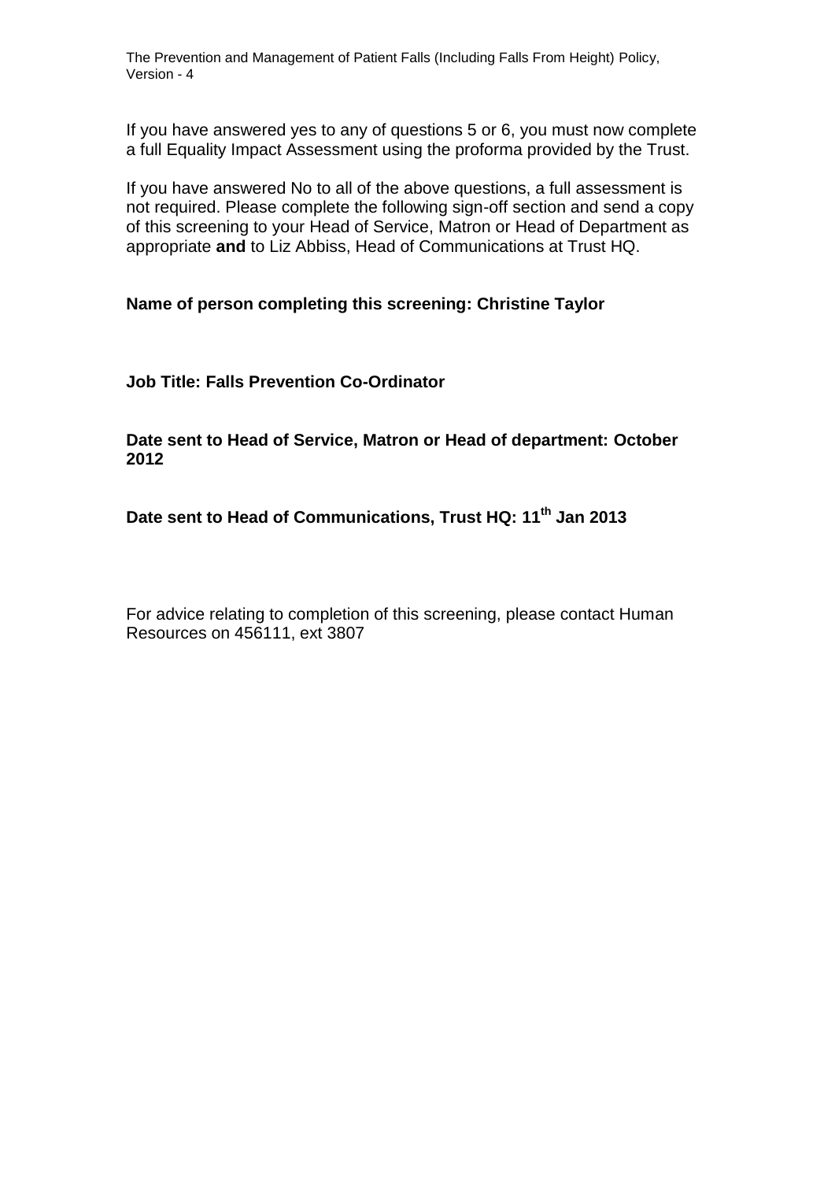If you have answered yes to any of questions 5 or 6, you must now complete a full Equality Impact Assessment using the proforma provided by the Trust.

If you have answered No to all of the above questions, a full assessment is not required. Please complete the following sign-off section and send a copy of this screening to your Head of Service, Matron or Head of Department as appropriate **and** to Liz Abbiss, Head of Communications at Trust HQ.

**Name of person completing this screening: Christine Taylor**

**Job Title: Falls Prevention Co-Ordinator**

**Date sent to Head of Service, Matron or Head of department: October 2012**

**Date sent to Head of Communications, Trust HQ: 11th Jan 2013**

For advice relating to completion of this screening, please contact Human Resources on 456111, ext 3807